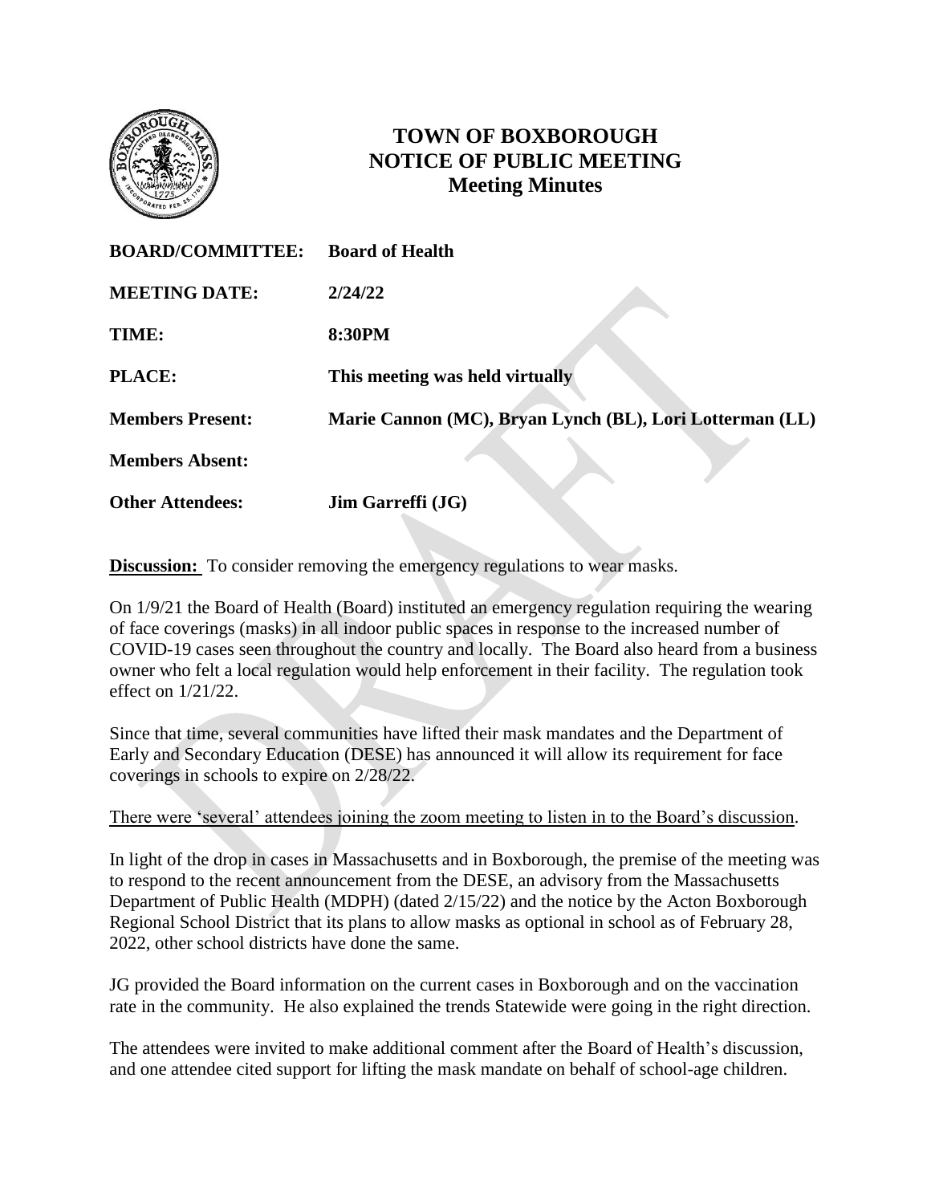# TOWN OF BOXBOROUGH
## NOTICE OF PUBLIC MEETING
### Meeting Minutes

| | |
|---|---|
| **BOARD/COMMITTEE:** | **Board of Health** |
| **MEETING DATE:** | **2/24/22** |
| **TIME:** | **8:30PM** |
| **PLACE:** | **This meeting was held virtually** |
| **Members Present:** | **Marie Cannon (MC), Bryan Lynch (BL), Lori Lotterman (LL)** |
| **Members Absent:** | |
| **Other Attendees:** | **Jim Garreffi (JG)** |

**Discussion:** To consider removing the emergency regulations to wear masks.

On 1/9/21 the Board of Health (Board) instituted an emergency regulation requiring the wearing of face coverings (masks) in all indoor public spaces in response to the increased number of COVID-19 cases seen throughout the country and locally. The Board also heard from a business owner who felt a local regulation would help enforcement in their facility. The regulation took effect on 1/21/22.

Since that time, several communities have lifted their mask mandates and the Department of Early and Secondary Education (DESE) has announced it will allow its requirement for face coverings in schools to expire on 2/28/22.

There were 'several' attendees joining the zoom meeting to listen in to the Board's discussion.

In light of the drop in cases in Massachusetts and in Boxborough, the premise of the meeting was to respond to the recent announcement from the DESE, an advisory from the Massachusetts Department of Public Health (MDPH) (dated 2/15/22) and the notice by the Acton Boxborough Regional School District that its plans to allow masks as optional in school as of February 28, 2022, other school districts have done the same.

JG provided the Board information on the current cases in Boxborough and on the vaccination rate in the community. He also explained the trends Statewide were going in the right direction.

The attendees were invited to make additional comment after the Board of Health's discussion, and one attendee cited support for lifting the mask mandate on behalf of school-age children.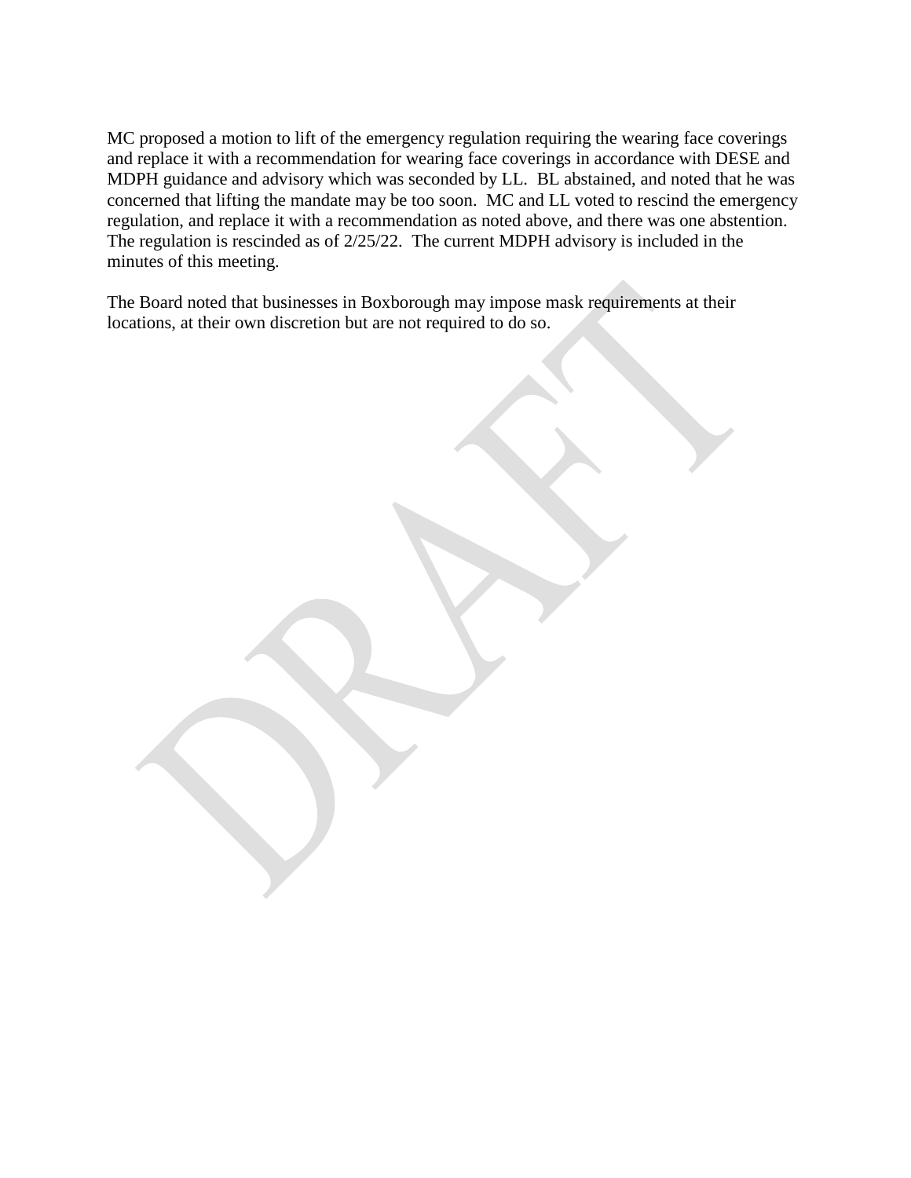MC proposed a motion to lift of the emergency regulation requiring the wearing face coverings and replace it with a recommendation for wearing face coverings in accordance with DESE and MDPH guidance and advisory which was seconded by LL. BL abstained, and noted that he was concerned that lifting the mandate may be too soon. MC and LL voted to rescind the emergency regulation, and replace it with a recommendation as noted above, and there was one abstention. The regulation is rescinded as of 2/25/22. The current MDPH advisory is included in the minutes of this meeting.

The Board noted that businesses in Boxborough may impose mask requirements at their locations, at their own discretion but are not required to do so.